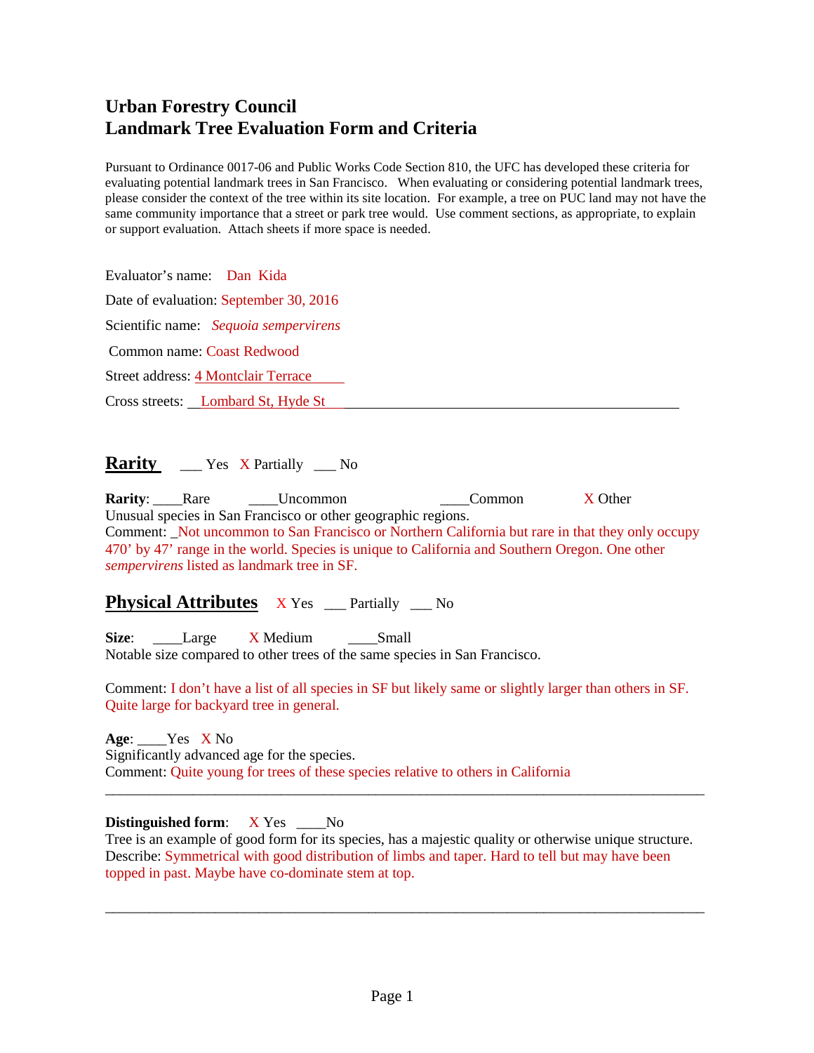# Urban Forestry Council
# Landmark Tree Evaluation Form and Criteria

Pursuant to Ordinance 0017-06 and Public Works Code Section 810, the UFC has developed these criteria for evaluating potential landmark trees in San Francisco. When evaluating or considering potential landmark trees, please consider the context of the tree within its site location. For example, a tree on PUC land may not have the same community importance that a street or park tree would. Use comment sections, as appropriate, to explain or support evaluation. Attach sheets if more space is needed.

Evaluator's name: Dan Kida

Date of evaluation: September 30, 2016

Scientific name: *Sequoia sempervirens*

Common name: Coast Redwood

Street address: 4 Montclair Terrace

Cross streets: Lombard St, Hyde St

## Rarity ___ Yes X Partially ___ No

**Rarity**: ____Rare ____Uncommon ____Common X Other

Unusual species in San Francisco or other geographic regions.

Comment: Not uncommon to San Francisco or Northern California but rare in that they only occupy 470' by 47' range in the world. Species is unique to California and Southern Oregon. One other *sempervirens* listed as landmark tree in SF.

## Physical Attributes X Yes ___ Partially ___ No

**Size**: ____Large X Medium ____Small

Notable size compared to other trees of the same species in San Francisco.

Comment: I don't have a list of all species in SF but likely same or slightly larger than others in SF. Quite large for backyard tree in general.

**Age**: ____Yes X No

Significantly advanced age for the species.

Comment: Quite young for trees of these species relative to others in California

**Distinguished form**: X Yes ____No

Tree is an example of good form for its species, has a majestic quality or otherwise unique structure.

Describe: Symmetrical with good distribution of limbs and taper. Hard to tell but may have been topped in past. Maybe have co-dominate stem at top.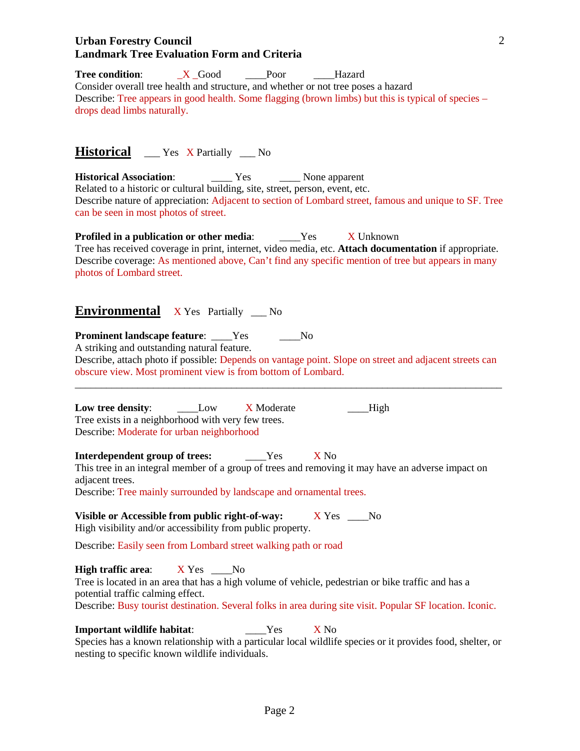**Urban Forestry Council**
**Landmark Tree Evaluation Form and Criteria**

**Tree condition**: _X _Good ____Poor ____Hazard
Consider overall tree health and structure, and whether or not tree poses a hazard
Describe: Tree appears in good health. Some flagging (brown limbs) but this is typical of species – drops dead limbs naturally.

## Historical ___ Yes X Partially ___ No

**Historical Association**: ____ Yes ____ None apparent
Related to a historic or cultural building, site, street, person, event, etc.
Describe nature of appreciation: Adjacent to section of Lombard street, famous and unique to SF. Tree can be seen in most photos of street.

**Profiled in a publication or other media**: ____Yes X Unknown
Tree has received coverage in print, internet, video media, etc. **Attach documentation** if appropriate.
Describe coverage: As mentioned above, Can't find any specific mention of tree but appears in many photos of Lombard street.

## Environmental X Yes Partially ___ No

**Prominent landscape feature**: ____Yes ____No
A striking and outstanding natural feature.
Describe, attach photo if possible: Depends on vantage point. Slope on street and adjacent streets can obscure view. Most prominent view is from bottom of Lombard.

---

**Low tree density**: ____Low X Moderate ____High
Tree exists in a neighborhood with very few trees.
Describe: Moderate for urban neighborhood

**Interdependent group of trees:** ____Yes X No
This tree in an integral member of a group of trees and removing it may have an adverse impact on adjacent trees.
Describe: Tree mainly surrounded by landscape and ornamental trees.

**Visible or Accessible from public right-of-way:** X Yes ____No
High visibility and/or accessibility from public property.

Describe: Easily seen from Lombard street walking path or road

**High traffic area**: X Yes ____No
Tree is located in an area that has a high volume of vehicle, pedestrian or bike traffic and has a potential traffic calming effect.
Describe: Busy tourist destination. Several folks in area during site visit. Popular SF location. Iconic.

**Important wildlife habitat**: ____Yes X No
Species has a known relationship with a particular local wildlife species or it provides food, shelter, or nesting to specific known wildlife individuals.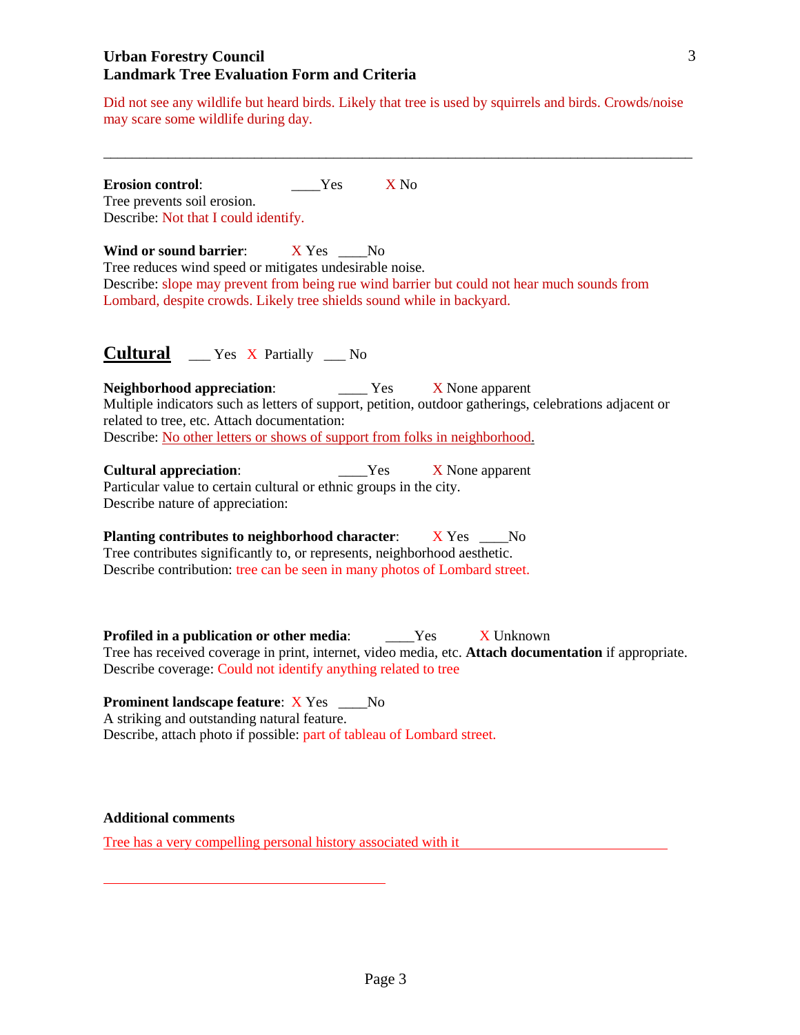Did not see any wildlife but heard birds. Likely that tree is used by squirrels and birds. Crowds/noise may scare some wildlife during day.

---

**Erosion control**: ____Yes X No

Tree prevents soil erosion.

Describe: Not that I could identify.

**Wind or sound barrier**: X Yes ____No

Tree reduces wind speed or mitigates undesirable noise.

Describe: slope may prevent from being rue wind barrier but could not hear much sounds from Lombard, despite crowds. Likely tree shields sound while in backyard.

## Cultural ___ Yes X Partially ___ No

**Neighborhood appreciation**: ____ Yes X None apparent

Multiple indicators such as letters of support, petition, outdoor gatherings, celebrations adjacent or related to tree, etc. Attach documentation:

Describe: No other letters or shows of support from folks in neighborhood.

**Cultural appreciation**: ____Yes X None apparent

Particular value to certain cultural or ethnic groups in the city.

Describe nature of appreciation:

**Planting contributes to neighborhood character**: X Yes ____No

Tree contributes significantly to, or represents, neighborhood aesthetic.

Describe contribution: tree can be seen in many photos of Lombard street.

**Profiled in a publication or other media**: ____Yes X Unknown

Tree has received coverage in print, internet, video media, etc. **Attach documentation** if appropriate.

Describe coverage: Could not identify anything related to tree

**Prominent landscape feature**: X Yes ____No

A striking and outstanding natural feature.

Describe, attach photo if possible: part of tableau of Lombard street.

**Additional comments**

Tree has a very compelling personal history associated with it